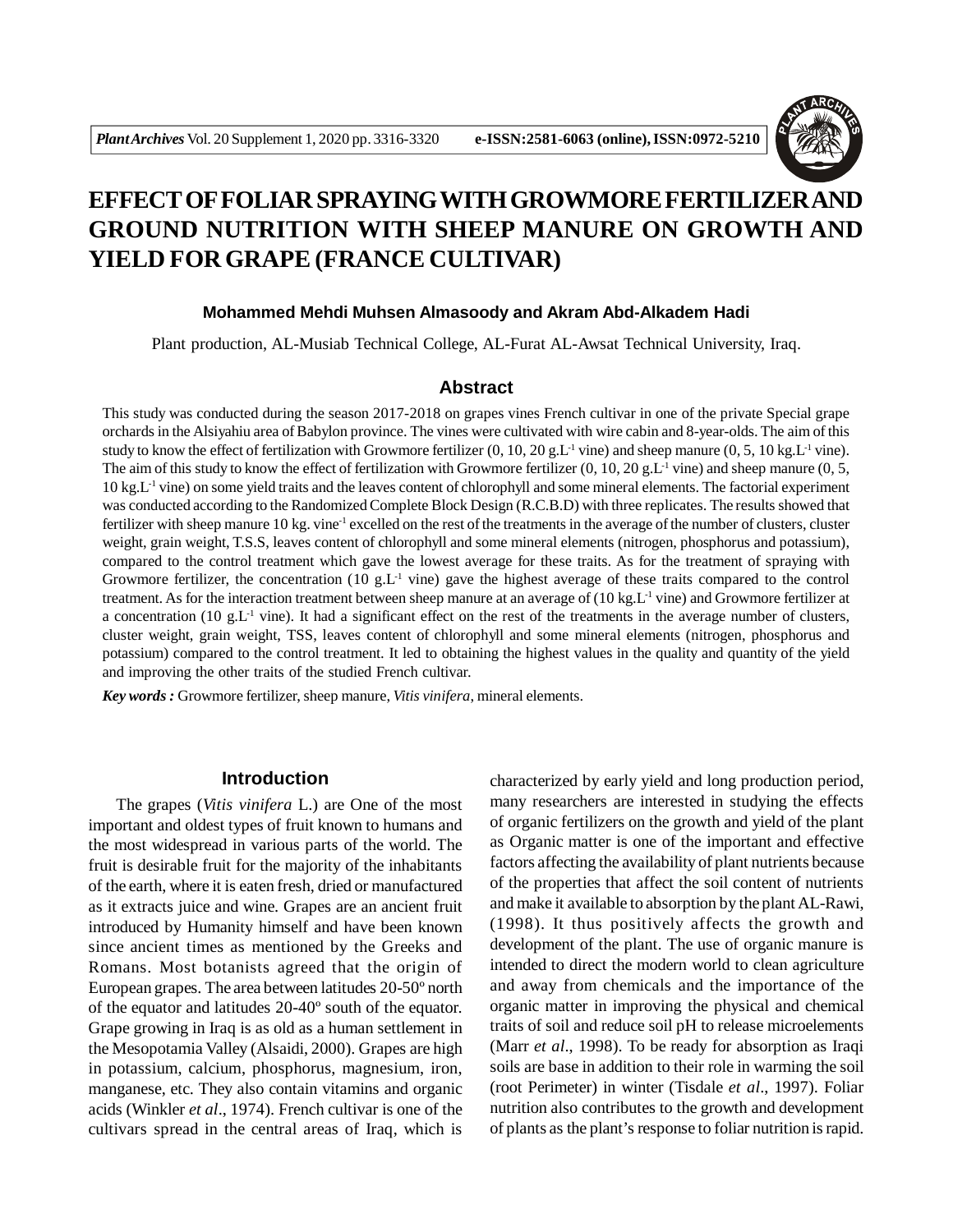# EFFECT OF FOLIAR SPRAYING WITH GROWMORE FERTILIZER AND GROUND NUTRITION WITH SHEEP MANURE ON GROWTH AND YIELD FOR GRAPE (FRANCE CULTIVAR)

**Mohammed Mehdi Muhsen Almasoody and Akram Abd-Alkadem Hadi**

Plant production, AL-Musiab Technical College, AL-Furat AL-Awsat Technical University, Iraq.

## Abstract

This study was conducted during the season 2017-2018 on grapes vines French cultivar in one of the private Special grape orchards in the Alsiyahiu area of Babylon province. The vines were cultivated with wire cabin and 8-year-olds. The aim of this study to know the effect of fertilization with Growmore fertilizer (0, 10, 20 g.L$^{-1}$ vine) and sheep manure (0, 5, 10 kg.L$^{-1}$ vine). The aim of this study to know the effect of fertilization with Growmore fertilizer (0, 10, 20 g.L$^{-1}$ vine) and sheep manure (0, 5, 10 kg.L$^{-1}$ vine) on some yield traits and the leaves content of chlorophyll and some mineral elements. The factorial experiment was conducted according to the Randomized Complete Block Design (R.C.B.D) with three replicates. The results showed that fertilizer with sheep manure 10 kg. vine$^{-1}$ excelled on the rest of the treatments in the average of the number of clusters, cluster weight, grain weight, T.S.S, leaves content of chlorophyll and some mineral elements (nitrogen, phosphorus and potassium), compared to the control treatment which gave the lowest average for these traits. As for the treatment of spraying with Growmore fertilizer, the concentration (10 g.L$^{-1}$ vine) gave the highest average of these traits compared to the control treatment. As for the interaction treatment between sheep manure at an average of (10 kg.L$^{-1}$ vine) and Growmore fertilizer at a concentration (10 g.L$^{-1}$ vine). It had a significant effect on the rest of the treatments in the average number of clusters, cluster weight, grain weight, TSS, leaves content of chlorophyll and some mineral elements (nitrogen, phosphorus and potassium) compared to the control treatment. It led to obtaining the highest values in the quality and quantity of the yield and improving the other traits of the studied French cultivar.

***Key words :*** Growmore fertilizer, sheep manure, *Vitis vinifera*, mineral elements.

## Introduction

The grapes (*Vitis vinifera* L.) are One of the most important and oldest types of fruit known to humans and the most widespread in various parts of the world. The fruit is desirable fruit for the majority of the inhabitants of the earth, where it is eaten fresh, dried or manufactured as it extracts juice and wine. Grapes are an ancient fruit introduced by Humanity himself and have been known since ancient times as mentioned by the Greeks and Romans. Most botanists agreed that the origin of European grapes. The area between latitudes 20-50º north of the equator and latitudes 20-40º south of the equator. Grape growing in Iraq is as old as a human settlement in the Mesopotamia Valley (Alsaidi, 2000). Grapes are high in potassium, calcium, phosphorus, magnesium, iron, manganese, etc. They also contain vitamins and organic acids (Winkler *et al*., 1974). French cultivar is one of the cultivars spread in the central areas of Iraq, which is characterized by early yield and long production period, many researchers are interested in studying the effects of organic fertilizers on the growth and yield of the plant as Organic matter is one of the important and effective factors affecting the availability of plant nutrients because of the properties that affect the soil content of nutrients and make it available to absorption by the plant AL-Rawi, (1998). It thus positively affects the growth and development of the plant. The use of organic manure is intended to direct the modern world to clean agriculture and away from chemicals and the importance of the organic matter in improving the physical and chemical traits of soil and reduce soil pH to release microelements (Marr *et al*., 1998). To be ready for absorption as Iraqi soils are base in addition to their role in warming the soil (root Perimeter) in winter (Tisdale *et al*., 1997). Foliar nutrition also contributes to the growth and development of plants as the plant's response to foliar nutrition is rapid.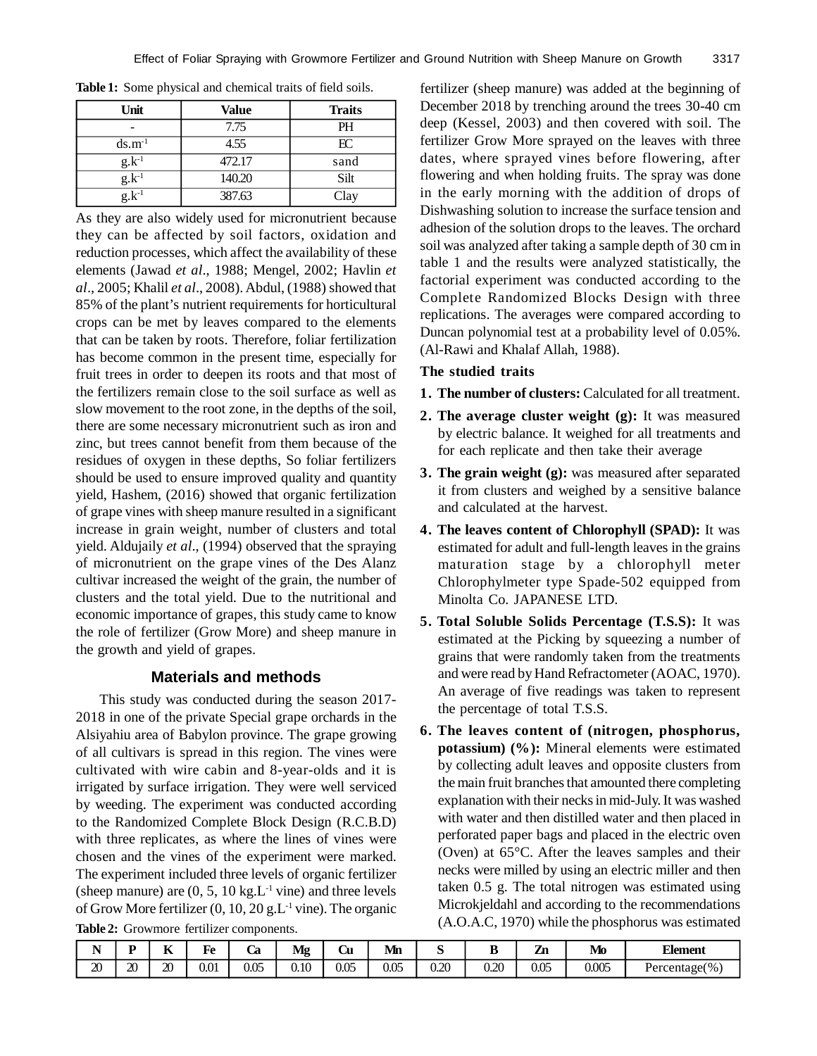**Table 1:** Some physical and chemical traits of field soils.

| Unit | Value | Traits |
|---|---|---|
| - | 7.75 | PH |
| $ds.m^{-1}$ | 4.55 | EC |
| $g.k^{-1}$ | 472.17 | sand |
| $g.k^{-1}$ | 140.20 | Silt |
| $g.k^{-1}$ | 387.63 | Clay |

As they are also widely used for micronutrient because they can be affected by soil factors, oxidation and reduction processes, which affect the availability of these elements (Jawad *et al*., 1988; Mengel, 2002; Havlin *et al*., 2005; Khalil *et al*., 2008). Abdul, (1988) showed that 85% of the plant's nutrient requirements for horticultural crops can be met by leaves compared to the elements that can be taken by roots. Therefore, foliar fertilization has become common in the present time, especially for fruit trees in order to deepen its roots and that most of the fertilizers remain close to the soil surface as well as slow movement to the root zone, in the depths of the soil, there are some necessary micronutrient such as iron and zinc, but trees cannot benefit from them because of the residues of oxygen in these depths, So foliar fertilizers should be used to ensure improved quality and quantity yield, Hashem, (2016) showed that organic fertilization of grape vines with sheep manure resulted in a significant increase in grain weight, number of clusters and total yield. Aldujaily *et al*., (1994) observed that the spraying of micronutrient on the grape vines of the Des Alanz cultivar increased the weight of the grain, the number of clusters and the total yield. Due to the nutritional and economic importance of grapes, this study came to know the role of fertilizer (Grow More) and sheep manure in the growth and yield of grapes.

## Materials and methods

This study was conducted during the season 2017-2018 in one of the private Special grape orchards in the Alsiyahiu area of Babylon province. The grape growing of all cultivars is spread in this region. The vines were cultivated with wire cabin and 8-year-olds and it is irrigated by surface irrigation. They were well serviced by weeding. The experiment was conducted according to the Randomized Complete Block Design (R.C.B.D) with three replicates, as where the lines of vines were chosen and the vines of the experiment were marked. The experiment included three levels of organic fertilizer (sheep manure) are (0, 5, 10 $kg.L^{-1}$ vine) and three levels of Grow More fertilizer (0, 10, 20 $g.L^{-1}$ vine). The organic fertilizer (sheep manure) was added at the beginning of December 2018 by trenching around the trees 30-40 cm deep (Kessel, 2003) and then covered with soil. The fertilizer Grow More sprayed on the leaves with three dates, where sprayed vines before flowering, after flowering and when holding fruits. The spray was done in the early morning with the addition of drops of Dishwashing solution to increase the surface tension and adhesion of the solution drops to the leaves. The orchard soil was analyzed after taking a sample depth of 30 cm in table 1 and the results were analyzed statistically, the factorial experiment was conducted according to the Complete Randomized Blocks Design with three replications. The averages were compared according to Duncan polynomial test at a probability level of 0.05%. (Al-Rawi and Khalaf Allah, 1988).

**Table 2:** Growmore fertilizer components.

| N | P | K | Fe | Ca | Mg | Cu | Mn | S | B | Zn | Mo | Element |
|---|---|---|---|---|---|---|---|---|---|---|---|---|
| 20 | 20 | 20 | 0.01 | 0.05 | 0.10 | 0.05 | 0.05 | 0.20 | 0.20 | 0.05 | 0.005 | Percentage(%) |

### The studied traits

1. **The number of clusters:** Calculated for all treatment.
2. **The average cluster weight (g):** It was measured by electric balance. It weighed for all treatments and for each replicate and then take their average
3. **The grain weight (g):** was measured after separated it from clusters and weighed by a sensitive balance and calculated at the harvest.
4. **The leaves content of Chlorophyll (SPAD):** It was estimated for adult and full-length leaves in the grains maturation stage by a chlorophyll meter Chlorophylmeter type Spade-502 equipped from Minolta Co. JAPANESE LTD.
5. **Total Soluble Solids Percentage (T.S.S):** It was estimated at the Picking by squeezing a number of grains that were randomly taken from the treatments and were read by Hand Refractometer (AOAC, 1970). An average of five readings was taken to represent the percentage of total T.S.S.
6. **The leaves content of (nitrogen, phosphorus, potassium) (%):** Mineral elements were estimated by collecting adult leaves and opposite clusters from the main fruit branches that amounted there completing explanation with their necks in mid-July. It was washed with water and then distilled water and then placed in perforated paper bags and placed in the electric oven (Oven) at 65°C. After the leaves samples and their necks were milled by using an electric miller and then taken 0.5 g. The total nitrogen was estimated using Microkjeldahl and according to the recommendations (A.O.A.C, 1970) while the phosphorus was estimated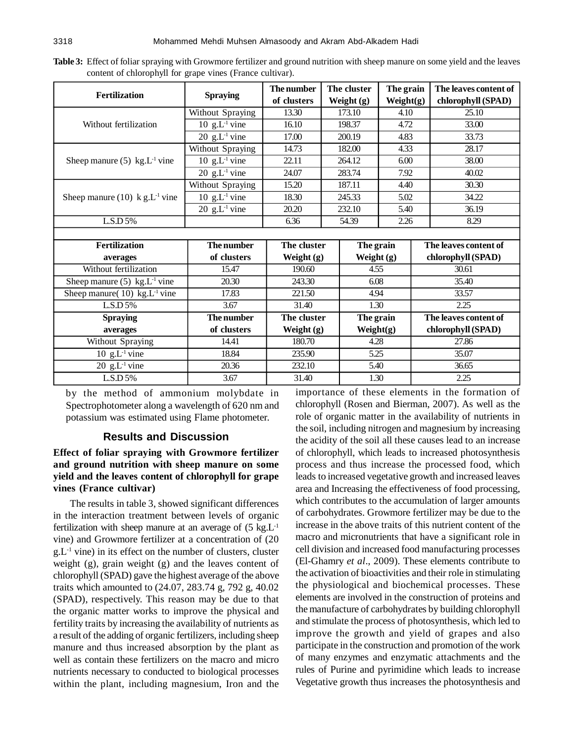**Table 3:** Effect of foliar spraying with Growmore fertilizer and ground nutrition with sheep manure on some yield and the leaves content of chlorophyll for grape vines (France cultivar).

| Fertilization | Spraying | The number of clusters | The cluster Weight (g) | The grain Weight(g) | The leaves content of chlorophyll (SPAD) |
|---|---|---|---|---|---|
| Without fertilization | Without Spraying | 13.30 | 173.10 | 4.10 | 25.10 |
| | 10 $g.L^{-1}$ vine | 16.10 | 198.37 | 4.72 | 33.00 |
| | 20 $g.L^{-1}$ vine | 17.00 | 200.19 | 4.83 | 33.73 |
| Sheep manure (5) $kg.L^{-1}$ vine | Without Spraying | 14.73 | 182.00 | 4.33 | 28.17 |
| | 10 $g.L^{-1}$ vine | 22.11 | 264.12 | 6.00 | 38.00 |
| | 20 $g.L^{-1}$ vine | 24.07 | 283.74 | 7.92 | 40.02 |
| Sheep manure (10) $k\ g.L^{-1}$ vine | Without Spraying | 15.20 | 187.11 | 4.40 | 30.30 |
| | 10 $g.L^{-1}$ vine | 18.30 | 245.33 | 5.02 | 34.22 |
| | 20 $g.L^{-1}$ vine | 20.20 | 232.10 | 5.40 | 36.19 |
| L.S.D 5% | | 6.36 | 54.39 | 2.26 | 8.29 |

| Fertilization averages | The number of clusters | The cluster Weight (g) | The grain Weight (g) | The leaves content of chlorophyll (SPAD) |
|---|---|---|---|---|
| Without fertilization | 15.47 | 190.60 | 4.55 | 30.61 |
| Sheep manure (5) $kg.L^{-1}$ vine | 20.30 | 243.30 | 6.08 | 35.40 |
| Sheep manure( 10) $kg.L^{-1}$ vine | 17.83 | 221.50 | 4.94 | 33.57 |
| L.S.D 5% | 3.67 | 31.40 | 1.30 | 2.25 |
| **Spraying averages** | **The number of clusters** | **The cluster Weight (g)** | **The grain Weight(g)** | **The leaves content of chlorophyll (SPAD)** |
| Without Spraying | 14.41 | 180.70 | 4.28 | 27.86 |
| 10 $g.L^{-1}$ vine | 18.84 | 235.90 | 5.25 | 35.07 |
| 20 $g.L^{-1}$ vine | 20.36 | 232.10 | 5.40 | 36.65 |
| L.S.D 5% | 3.67 | 31.40 | 1.30 | 2.25 |

by the method of ammonium molybdate in Spectrophotometer along a wavelength of 620 nm and potassium was estimated using Flame photometer.

## Results and Discussion

### Effect of foliar spraying with Growmore fertilizer and ground nutrition with sheep manure on some yield and the leaves content of chlorophyll for grape vines (France cultivar)

The results in table 3, showed significant differences in the interaction treatment between levels of organic fertilization with sheep manure at an average of (5 $kg.L^{-1}$ vine) and Growmore fertilizer at a concentration of (20 $g.L^{-1}$ vine) in its effect on the number of clusters, cluster weight (g), grain weight (g) and the leaves content of chlorophyll (SPAD) gave the highest average of the above traits which amounted to (24.07, 283.74 g, 792 g, 40.02 (SPAD), respectively. This reason may be due to that the organic matter works to improve the physical and fertility traits by increasing the availability of nutrients as a result of the adding of organic fertilizers, including sheep manure and thus increased absorption by the plant as well as contain these fertilizers on the macro and micro nutrients necessary to conducted to biological processes within the plant, including magnesium, Iron and the importance of these elements in the formation of chlorophyll (Rosen and Bierman, 2007). As well as the role of organic matter in the availability of nutrients in the soil, including nitrogen and magnesium by increasing the acidity of the soil all these causes lead to an increase of chlorophyll, which leads to increased photosynthesis process and thus increase the processed food, which leads to increased vegetative growth and increased leaves area and Increasing the effectiveness of food processing, which contributes to the accumulation of larger amounts of carbohydrates. Growmore fertilizer may be due to the increase in the above traits of this nutrient content of the macro and micronutrients that have a significant role in cell division and increased food manufacturing processes (El-Ghamry *et al*., 2009). These elements contribute to the activation of bioactivities and their role in stimulating the physiological and biochemical processes. These elements are involved in the construction of proteins and the manufacture of carbohydrates by building chlorophyll and stimulate the process of photosynthesis, which led to improve the growth and yield of grapes and also participate in the construction and promotion of the work of many enzymes and enzymatic attachments and the rules of Purine and pyrimidine which leads to increase Vegetative growth thus increases the photosynthesis and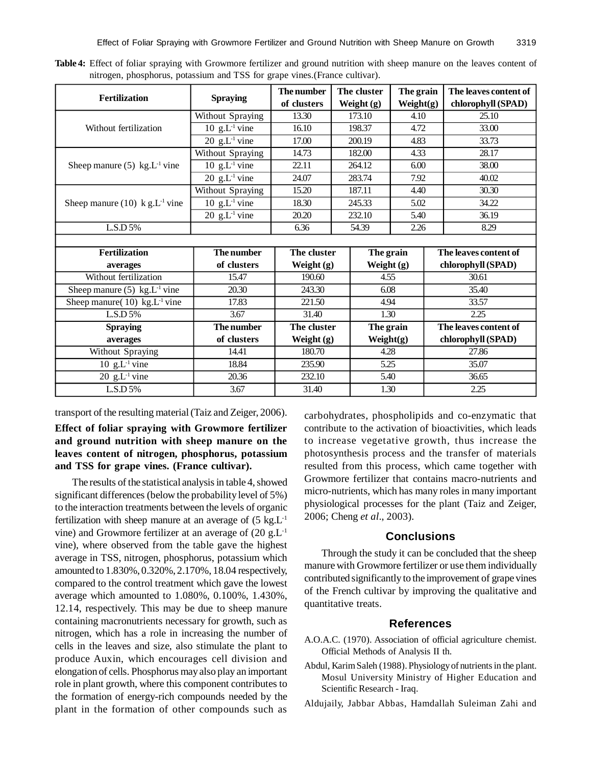**Table 4:** Effect of foliar spraying with Growmore fertilizer and ground nutrition with sheep manure on the leaves content of nitrogen, phosphorus, potassium and TSS for grape vines.(France cultivar).

| Fertilization | Spraying | The number of clusters | The cluster Weight (g) | The grain Weight(g) | The leaves content of chlorophyll (SPAD) |
|---|---|---|---|---|---|
| Without fertilization | Without Spraying | 13.30 | 173.10 | 4.10 | 25.10 |
| | 10 $g.L^{-1}$ vine | 16.10 | 198.37 | 4.72 | 33.00 |
| | 20 $g.L^{-1}$ vine | 17.00 | 200.19 | 4.83 | 33.73 |
| Sheep manure (5) $kg.L^{-1}$ vine | Without Spraying | 14.73 | 182.00 | 4.33 | 28.17 |
| | 10 $g.L^{-1}$ vine | 22.11 | 264.12 | 6.00 | 38.00 |
| | 20 $g.L^{-1}$ vine | 24.07 | 283.74 | 7.92 | 40.02 |
| Sheep manure (10) $k g.L^{-1}$ vine | Without Spraying | 15.20 | 187.11 | 4.40 | 30.30 |
| | 10 $g.L^{-1}$ vine | 18.30 | 245.33 | 5.02 | 34.22 |
| | 20 $g.L^{-1}$ vine | 20.20 | 232.10 | 5.40 | 36.19 |
| L.S.D 5% | | 6.36 | 54.39 | 2.26 | 8.29 |

| Fertilization averages | The number of clusters | The cluster Weight (g) | The grain Weight (g) | The leaves content of chlorophyll (SPAD) |
|---|---|---|---|---|
| Without fertilization | 15.47 | 190.60 | 4.55 | 30.61 |
| Sheep manure (5) $kg.L^{-1}$ vine | 20.30 | 243.30 | 6.08 | 35.40 |
| Sheep manure( 10) $kg.L^{-1}$ vine | 17.83 | 221.50 | 4.94 | 33.57 |
| L.S.D 5% | 3.67 | 31.40 | 1.30 | 2.25 |
| **Spraying averages** | **The number of clusters** | **The cluster Weight (g)** | **The grain Weight(g)** | **The leaves content of chlorophyll (SPAD)** |
| Without Spraying | 14.41 | 180.70 | 4.28 | 27.86 |
| 10 $g.L^{-1}$ vine | 18.84 | 235.90 | 5.25 | 35.07 |
| 20 $g.L^{-1}$ vine | 20.36 | 232.10 | 5.40 | 36.65 |
| L.S.D 5% | 3.67 | 31.40 | 1.30 | 2.25 |

transport of the resulting material (Taiz and Zeiger, 2006).

**Effect of foliar spraying with Growmore fertilizer and ground nutrition with sheep manure on the leaves content of nitrogen, phosphorus, potassium and TSS for grape vines. (France cultivar).**

The results of the statistical analysis in table 4, showed significant differences (below the probability level of 5%) to the interaction treatments between the levels of organic fertilization with sheep manure at an average of (5 $kg.L^{-1}$ vine) and Growmore fertilizer at an average of (20 $g.L^{-1}$ vine), where observed from the table gave the highest average in TSS, nitrogen, phosphorus, potassium which amounted to 1.830%, 0.320%, 2.170%, 18.04 respectively, compared to the control treatment which gave the lowest average which amounted to 1.080%, 0.100%, 1.430%, 12.14, respectively. This may be due to sheep manure containing macronutrients necessary for growth, such as nitrogen, which has a role in increasing the number of cells in the leaves and size, also stimulate the plant to produce Auxin, which encourages cell division and elongation of cells. Phosphorus may also play an important role in plant growth, where this component contributes to the formation of energy-rich compounds needed by the plant in the formation of other compounds such as carbohydrates, phospholipids and co-enzymatic that contribute to the activation of bioactivities, which leads to increase vegetative growth, thus increase the photosynthesis process and the transfer of materials resulted from this process, which came together with Growmore fertilizer that contains macro-nutrients and micro-nutrients, which has many roles in many important physiological processes for the plant (Taiz and Zeiger, 2006; Cheng *et al*., 2003).

## Conclusions

Through the study it can be concluded that the sheep manure with Growmore fertilizer or use them individually contributed significantly to the improvement of grape vines of the French cultivar by improving the qualitative and quantitative treats.

## References

A.O.A.C. (1970). Association of official agriculture chemist. Official Methods of Analysis II th.

Abdul, Karim Saleh (1988). Physiology of nutrients in the plant. Mosul University Ministry of Higher Education and Scientific Research - Iraq.

Aldujaily, Jabbar Abbas, Hamdallah Suleiman Zahi and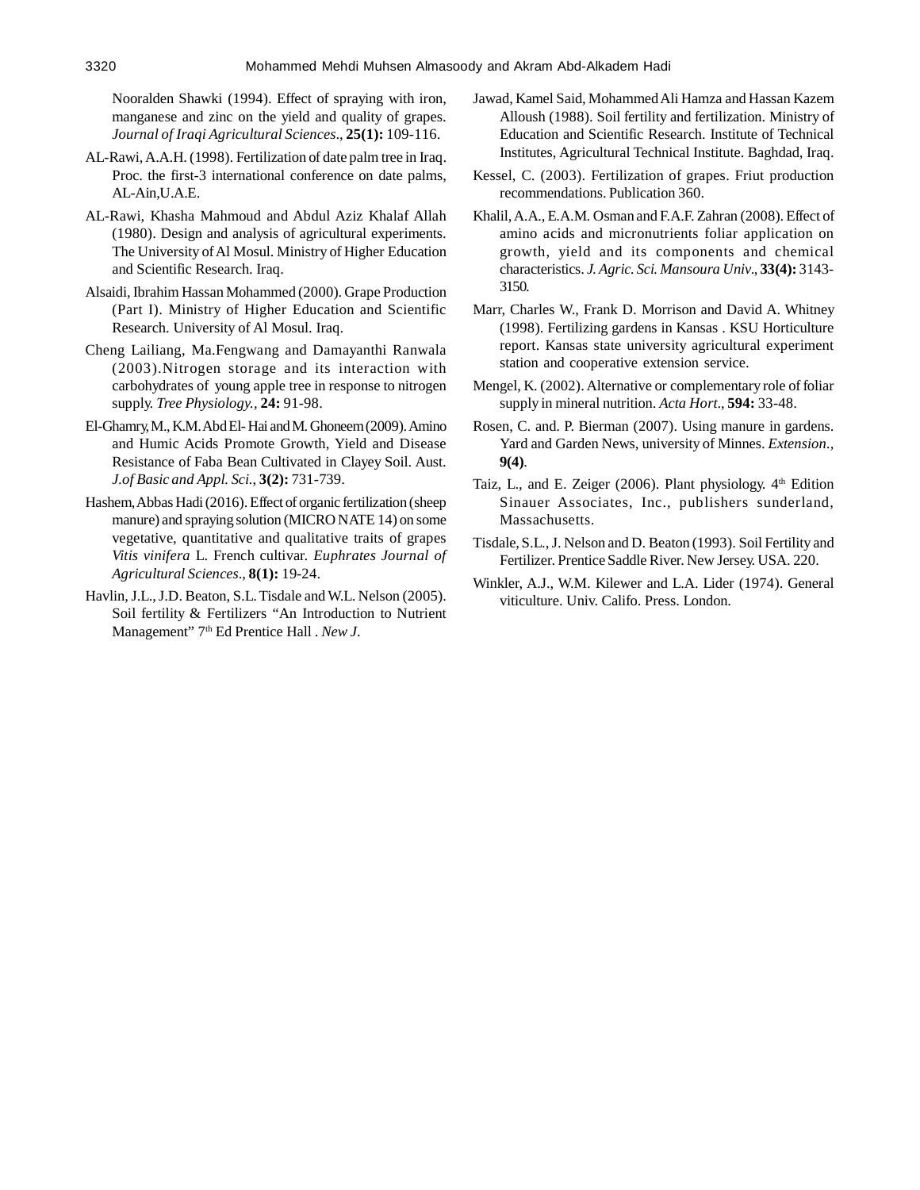Nooralden Shawki (1994). Effect of spraying with iron, manganese and zinc on the yield and quality of grapes. *Journal of Iraqi Agricultural Sciences*., **25(1):** 109-116.

AL-Rawi, A.A.H. (1998). Fertilization of date palm tree in Iraq. Proc. the first-3 international conference on date palms, AL-Ain,U.A.E.

AL-Rawi, Khasha Mahmoud and Abdul Aziz Khalaf Allah (1980). Design and analysis of agricultural experiments. The University of Al Mosul. Ministry of Higher Education and Scientific Research. Iraq.

Alsaidi, Ibrahim Hassan Mohammed (2000). Grape Production (Part I). Ministry of Higher Education and Scientific Research. University of Al Mosul. Iraq.

Cheng Lailiang, Ma.Fengwang and Damayanthi Ranwala (2003).Nitrogen storage and its interaction with carbohydrates of young apple tree in response to nitrogen supply. *Tree Physiology.*, **24:** 91-98.

El-Ghamry, M., K.M. Abd El- Hai and M. Ghoneem (2009). Amino and Humic Acids Promote Growth, Yield and Disease Resistance of Faba Bean Cultivated in Clayey Soil. Aust. *J.of Basic and Appl. Sci.*, **3(2):** 731-739.

Hashem, Abbas Hadi (2016). Effect of organic fertilization (sheep manure) and spraying solution (MICRO NATE 14) on some vegetative, quantitative and qualitative traits of grapes *Vitis vinifera* L. French cultivar. *Euphrates Journal of Agricultural Sciences*., **8(1):** 19-24.

Havlin, J.L., J.D. Beaton, S.L. Tisdale and W.L. Nelson (2005). Soil fertility & Fertilizers "An Introduction to Nutrient Management" 7th Ed Prentice Hall . *New J*.

Jawad, Kamel Said, Mohammed Ali Hamza and Hassan Kazem Alloush (1988). Soil fertility and fertilization. Ministry of Education and Scientific Research. Institute of Technical Institutes, Agricultural Technical Institute. Baghdad, Iraq.

Kessel, C. (2003). Fertilization of grapes. Friut production recommendations. Publication 360.

Khalil, A.A., E.A.M. Osman and F.A.F. Zahran (2008). Effect of amino acids and micronutrients foliar application on growth, yield and its components and chemical characteristics. *J. Agric. Sci. Mansoura Univ*., **33(4):** 3143-3150.

Marr, Charles W., Frank D. Morrison and David A. Whitney (1998). Fertilizing gardens in Kansas . KSU Horticulture report. Kansas state university agricultural experiment station and cooperative extension service.

Mengel, K. (2002). Alternative or complementary role of foliar supply in mineral nutrition. *Acta Hort*., **594:** 33-48.

Rosen, C. and. P. Bierman (2007). Using manure in gardens. Yard and Garden News, university of Minnes. *Extension.*, **9(4)**.

Taiz, L., and E. Zeiger (2006). Plant physiology. 4th Edition Sinauer Associates, Inc., publishers sunderland, Massachusetts.

Tisdale, S.L., J. Nelson and D. Beaton (1993). Soil Fertility and Fertilizer. Prentice Saddle River. New Jersey. USA. 220.

Winkler, A.J., W.M. Kilewer and L.A. Lider (1974). General viticulture. Univ. Califo. Press. London.